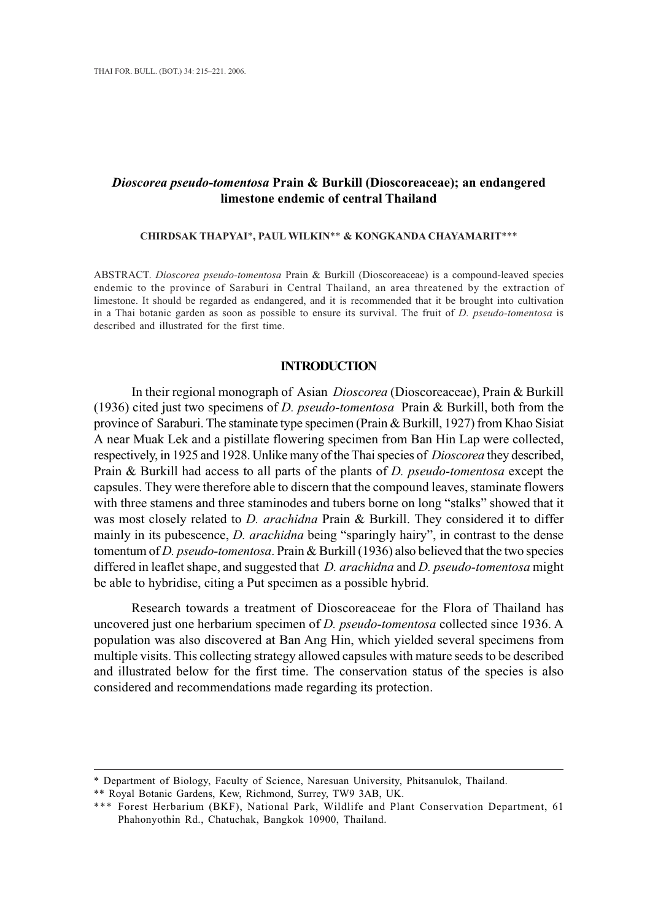# *Dioscorea pseudo-tomentosa* Prain & Burkill (Dioscoreaceae); an endangered limestone endemic of central Thailand

**CHIRDSAK THAPYAI\*, PAUL WILKIN\*\* & KONGKANDA CHAYAMARIT\*\*\***

ABSTRACT. *Dioscorea pseudo-tomentosa* Prain & Burkill (Dioscoreaceae) is a compound-leaved species endemic to the province of Saraburi in Central Thailand, an area threatened by the extraction of limestone. It should be regarded as endangered, and it is recommended that it be brought into cultivation in a Thai botanic garden as soon as possible to ensure its survival. The fruit of *D. pseudo-tomentosa* is described and illustrated for the first time.

## INTRODUCTION

In their regional monograph of Asian *Dioscorea* (Dioscoreaceae), Prain & Burkill (1936) cited just two specimens of *D. pseudo-tomentosa* Prain & Burkill, both from the province of Saraburi. The staminate type specimen (Prain & Burkill, 1927) from Khao Sisiat A near Muak Lek and a pistillate flowering specimen from Ban Hin Lap were collected, respectively, in 1925 and 1928. Unlike many of the Thai species of *Dioscorea* they described, Prain & Burkill had access to all parts of the plants of *D. pseudo-tomentosa* except the capsules. They were therefore able to discern that the compound leaves, staminate flowers with three stamens and three staminodes and tubers borne on long "stalks" showed that it was most closely related to *D. arachidna* Prain & Burkill. They considered it to differ mainly in its pubescence, *D. arachidna* being "sparingly hairy", in contrast to the dense tomentum of *D. pseudo-tomentosa*. Prain & Burkill (1936) also believed that the two species differed in leaflet shape, and suggested that *D. arachidna* and *D. pseudo-tomentosa* might be able to hybridise, citing a Put specimen as a possible hybrid.

Research towards a treatment of Dioscoreaceae for the Flora of Thailand has uncovered just one herbarium specimen of *D. pseudo-tomentosa* collected since 1936. A population was also discovered at Ban Ang Hin, which yielded several specimens from multiple visits. This collecting strategy allowed capsules with mature seeds to be described and illustrated below for the first time. The conservation status of the species is also considered and recommendations made regarding its protection.

---

\* Department of Biology, Faculty of Science, Naresuan University, Phitsanulok, Thailand.

\*\* Royal Botanic Gardens, Kew, Richmond, Surrey, TW9 3AB, UK.

\*\*\* Forest Herbarium (BKF), National Park, Wildlife and Plant Conservation Department, 61 Phahonyothin Rd., Chatuchak, Bangkok 10900, Thailand.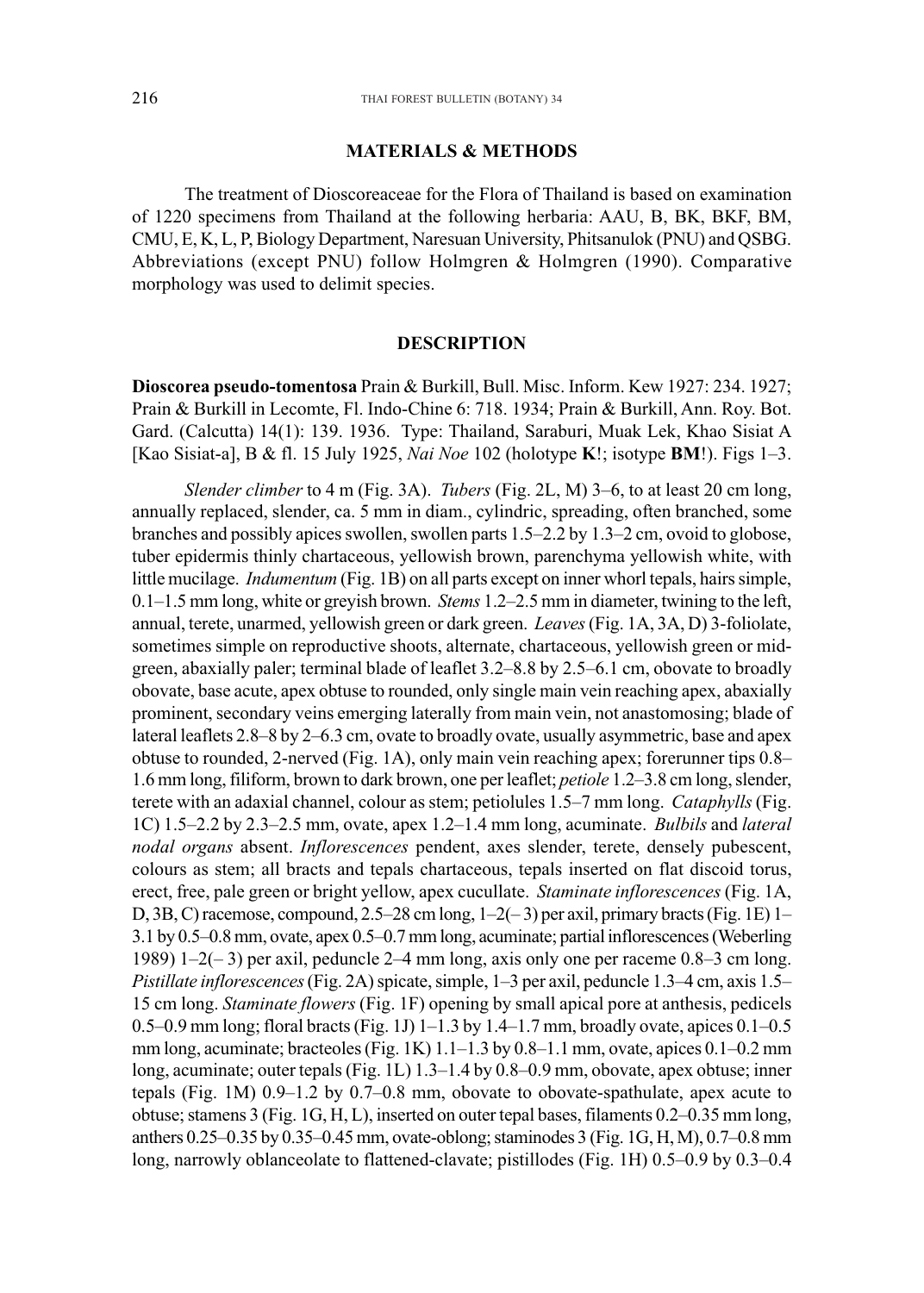## MATERIALS & METHODS

The treatment of Dioscoreaceae for the Flora of Thailand is based on examination of 1220 specimens from Thailand at the following herbaria: AAU, B, BK, BKF, BM, CMU, E, K, L, P, Biology Department, Naresuan University, Phitsanulok (PNU) and QSBG. Abbreviations (except PNU) follow Holmgren & Holmgren (1990). Comparative morphology was used to delimit species.

## DESCRIPTION

**Dioscorea pseudo-tomentosa** Prain & Burkill, Bull. Misc. Inform. Kew 1927: 234. 1927; Prain & Burkill in Lecomte, Fl. Indo-Chine 6: 718. 1934; Prain & Burkill, Ann. Roy. Bot. Gard. (Calcutta) 14(1): 139. 1936. Type: Thailand, Saraburi, Muak Lek, Khao Sisiat A [Kao Sisiat-a], B & fl. 15 July 1925, *Nai Noe* 102 (holotype **K**!; isotype **BM**!). Figs 1–3.

*Slender climber* to 4 m (Fig. 3A). *Tubers* (Fig. 2L, M) 3–6, to at least 20 cm long, annually replaced, slender, ca. 5 mm in diam., cylindric, spreading, often branched, some branches and possibly apices swollen, swollen parts 1.5–2.2 by 1.3–2 cm, ovoid to globose, tuber epidermis thinly chartaceous, yellowish brown, parenchyma yellowish white, with little mucilage. *Indumentum* (Fig. 1B) on all parts except on inner whorl tepals, hairs simple, 0.1–1.5 mm long, white or greyish brown. *Stems* 1.2–2.5 mm in diameter, twining to the left, annual, terete, unarmed, yellowish green or dark green. *Leaves* (Fig. 1A, 3A, D) 3-foliolate, sometimes simple on reproductive shoots, alternate, chartaceous, yellowish green or mid-green, abaxially paler; terminal blade of leaflet 3.2–8.8 by 2.5–6.1 cm, obovate to broadly obovate, base acute, apex obtuse to rounded, only single main vein reaching apex, abaxially prominent, secondary veins emerging laterally from main vein, not anastomosing; blade of lateral leaflets 2.8–8 by 2–6.3 cm, ovate to broadly ovate, usually asymmetric, base and apex obtuse to rounded, 2-nerved (Fig. 1A), only main vein reaching apex; forerunner tips 0.8–1.6 mm long, filiform, brown to dark brown, one per leaflet; *petiole* 1.2–3.8 cm long, slender, terete with an adaxial channel, colour as stem; petiolules 1.5–7 mm long. *Cataphylls* (Fig. 1C) 1.5–2.2 by 2.3–2.5 mm, ovate, apex 1.2–1.4 mm long, acuminate. *Bulbils* and *lateral nodal organs* absent. *Inflorescences* pendent, axes slender, terete, densely pubescent, colours as stem; all bracts and tepals chartaceous, tepals inserted on flat discoid torus, erect, free, pale green or bright yellow, apex cucullate. *Staminate inflorescences* (Fig. 1A, D, 3B, C) racemose, compound, 2.5–28 cm long, 1–2(–3) per axil, primary bracts (Fig. 1E) 1–3.1 by 0.5–0.8 mm, ovate, apex 0.5–0.7 mm long, acuminate; partial inflorescences (Weberling 1989) 1–2(–3) per axil, peduncle 2–4 mm long, axis only one per raceme 0.8–3 cm long. *Pistillate inflorescences* (Fig. 2A) spicate, simple, 1–3 per axil, peduncle 1.3–4 cm, axis 1.5–15 cm long. *Staminate flowers* (Fig. 1F) opening by small apical pore at anthesis, pedicels 0.5–0.9 mm long; floral bracts (Fig. 1J) 1–1.3 by 1.4–1.7 mm, broadly ovate, apices 0.1–0.5 mm long, acuminate; bracteoles (Fig. 1K) 1.1–1.3 by 0.8–1.1 mm, ovate, apices 0.1–0.2 mm long, acuminate; outer tepals (Fig. 1L) 1.3–1.4 by 0.8–0.9 mm, obovate, apex obtuse; inner tepals (Fig. 1M) 0.9–1.2 by 0.7–0.8 mm, obovate to obovate-spathulate, apex acute to obtuse; stamens 3 (Fig. 1G, H, L), inserted on outer tepal bases, filaments 0.2–0.35 mm long, anthers 0.25–0.35 by 0.35–0.45 mm, ovate-oblong; staminodes 3 (Fig. 1G, H, M), 0.7–0.8 mm long, narrowly oblanceolate to flattened-clavate; pistillodes (Fig. 1H) 0.5–0.9 by 0.3–0.4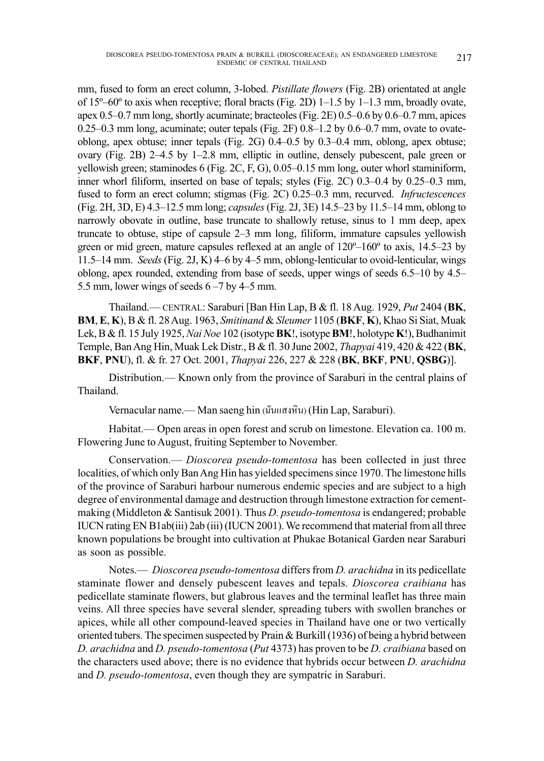mm, fused to form an erect column, 3-lobed. *Pistillate flowers* (Fig. 2B) orientated at angle of 15º–60º to axis when receptive; floral bracts (Fig. 2D) 1–1.5 by 1–1.3 mm, broadly ovate, apex 0.5–0.7 mm long, shortly acuminate; bracteoles (Fig. 2E) 0.5–0.6 by 0.6–0.7 mm, apices 0.25–0.3 mm long, acuminate; outer tepals (Fig. 2F) 0.8–1.2 by 0.6–0.7 mm, ovate to ovate-oblong, apex obtuse; inner tepals (Fig. 2G) 0.4–0.5 by 0.3–0.4 mm, oblong, apex obtuse; ovary (Fig. 2B) 2–4.5 by 1–2.8 mm, elliptic in outline, densely pubescent, pale green or yellowish green; staminodes 6 (Fig. 2C, F, G), 0.05–0.15 mm long, outer whorl staminiform, inner whorl filiform, inserted on base of tepals; styles (Fig. 2C) 0.3–0.4 by 0.25–0.3 mm, fused to form an erect column; stigmas (Fig. 2C) 0.25–0.3 mm, recurved. *Infructescences* (Fig. 2H, 3D, E) 4.3–12.5 mm long; *capsules* (Fig. 2J, 3E) 14.5–23 by 11.5–14 mm, oblong to narrowly obovate in outline, base truncate to shallowly retuse, sinus to 1 mm deep, apex truncate to obtuse, stipe of capsule 2–3 mm long, filiform, immature capsules yellowish green or mid green, mature capsules reflexed at an angle of 120º–160º to axis, 14.5–23 by 11.5–14 mm. *Seeds* (Fig. 2J, K) 4–6 by 4–5 mm, oblong-lenticular to ovoid-lenticular, wings oblong, apex rounded, extending from base of seeds, upper wings of seeds 6.5–10 by 4.5–5.5 mm, lower wings of seeds 6 –7 by 4–5 mm.

Thailand.— CENTRAL: Saraburi [Ban Hin Lap, B & fl. 18 Aug. 1929, *Put* 2404 (**BK**, **BM**, **E**, **K**), B & fl. 28 Aug. 1963, *Smitinand* & *Sleumer* 1105 (**BKF**, **K**), Khao Si Siat, Muak Lek, B & fl. 15 July 1925, *Nai Noe* 102 (isotype **BK**!, isotype **BM**!, holotype **K**!), Budhanimit Temple, Ban Ang Hin, Muak Lek Distr., B & fl. 30 June 2002, *Thapyai* 419, 420 & 422 (**BK**, **BKF**, **PNU**), fl. & fr. 27 Oct. 2001, *Thapyai* 226, 227 & 228 (**BK**, **BKF**, **PNU**, **QSBG**)].

Distribution.— Known only from the province of Saraburi in the central plains of Thailand.

Vernacular name.— Man saeng hin (มันแสงหิน) (Hin Lap, Saraburi).

Habitat.— Open areas in open forest and scrub on limestone. Elevation ca. 100 m. Flowering June to August, fruiting September to November.

Conservation.— *Dioscorea pseudo-tomentosa* has been collected in just three localities, of which only Ban Ang Hin has yielded specimens since 1970. The limestone hills of the province of Saraburi harbour numerous endemic species and are subject to a high degree of environmental damage and destruction through limestone extraction for cement-making (Middleton & Santisuk 2001). Thus *D. pseudo-tomentosa* is endangered; probable IUCN rating EN B1ab(iii) 2ab (iii) (IUCN 2001). We recommend that material from all three known populations be brought into cultivation at Phukae Botanical Garden near Saraburi as soon as possible.

Notes.— *Dioscorea pseudo-tomentosa* differs from *D. arachidna* in its pedicellate staminate flower and densely pubescent leaves and tepals. *Dioscorea craibiana* has pedicellate staminate flowers, but glabrous leaves and the terminal leaflet has three main veins. All three species have several slender, spreading tubers with swollen branches or apices, while all other compound-leaved species in Thailand have one or two vertically oriented tubers. The specimen suspected by Prain & Burkill (1936) of being a hybrid between *D. arachidna* and *D. pseudo-tomentosa* (*Put* 4373) has proven to be *D. craibiana* based on the characters used above; there is no evidence that hybrids occur between *D. arachidna* and *D. pseudo-tomentosa*, even though they are sympatric in Saraburi.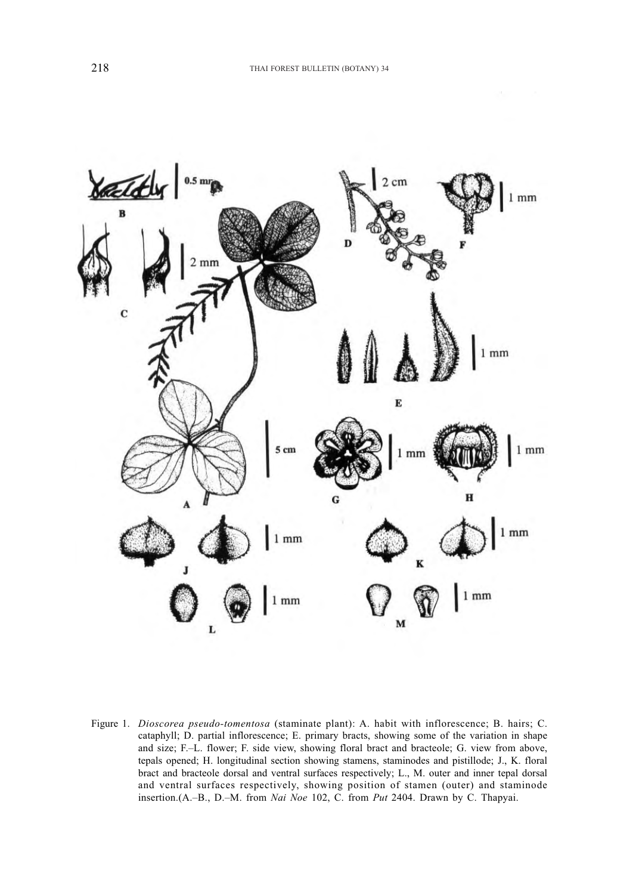Figure 1. *Dioscorea pseudo-tomentosa* (staminate plant): A. habit with inflorescence; B. hairs; C. cataphyll; D. partial inflorescence; E. primary bracts, showing some of the variation in shape and size; F.–L. flower; F. side view, showing floral bract and bracteole; G. view from above, tepals opened; H. longitudinal section showing stamens, staminodes and pistillode; J., K. floral bract and bracteole dorsal and ventral surfaces respectively; L., M. outer and inner tepal dorsal and ventral surfaces respectively, showing position of stamen (outer) and staminode insertion.(A.–B., D.–M. from *Nai Noe* 102, C. from *Put* 2404. Drawn by C. Thapyai.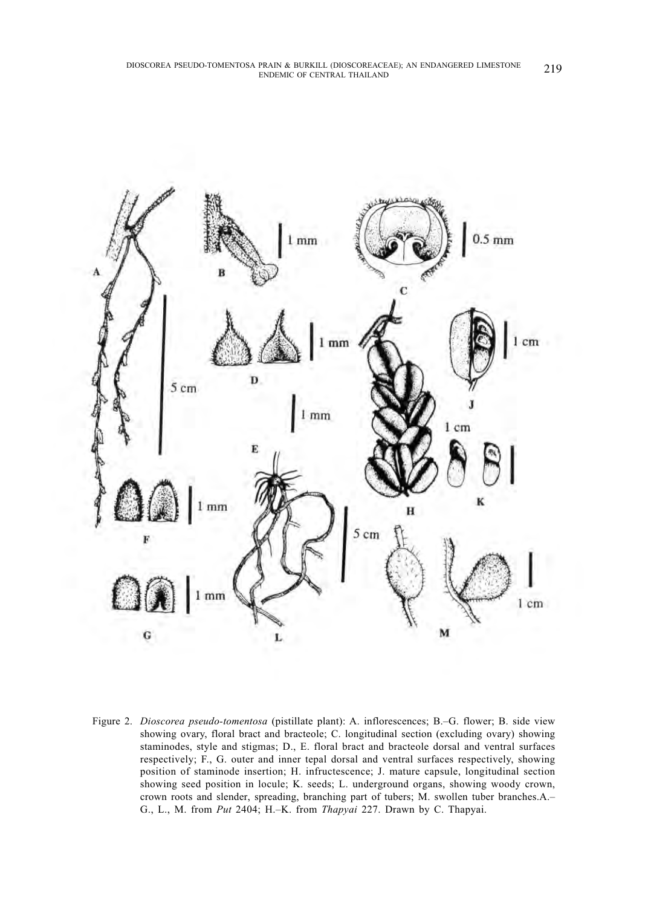Figure 2. *Dioscorea pseudo-tomentosa* (pistillate plant): A. inflorescences; B.–G. flower; B. side view showing ovary, floral bract and bracteole; C. longitudinal section (excluding ovary) showing staminodes, style and stigmas; D., E. floral bract and bracteole dorsal and ventral surfaces respectively; F., G. outer and inner tepal dorsal and ventral surfaces respectively, showing position of staminode insertion; H. infructescence; J. mature capsule, longitudinal section showing seed position in locule; K. seeds; L. underground organs, showing woody crown, crown roots and slender, spreading, branching part of tubers; M. swollen tuber branches. A.–G., L., M. from *Put* 2404; H.–K. from *Thapyai* 227. Drawn by C. Thapyai.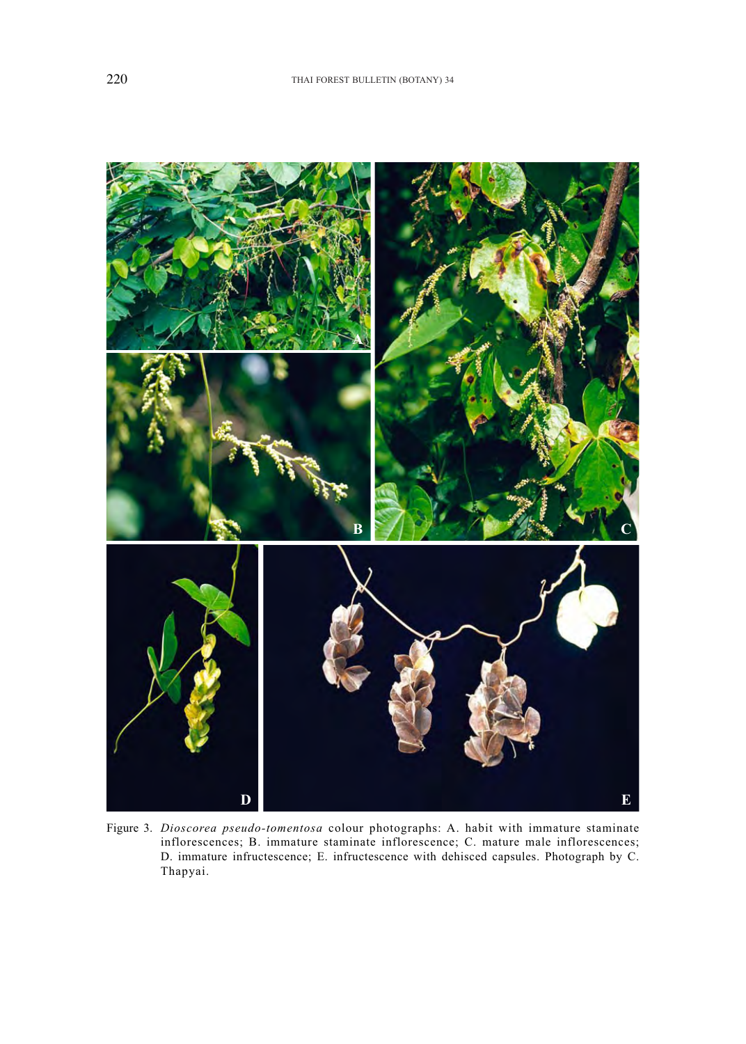Figure 3. *Dioscorea pseudo-tomentosa* colour photographs: A. habit with immature staminate inflorescences; B. immature staminate inflorescence; C. mature male inflorescences; D. immature infructescence; E. infructescence with dehisced capsules. Photograph by C. Thapyai.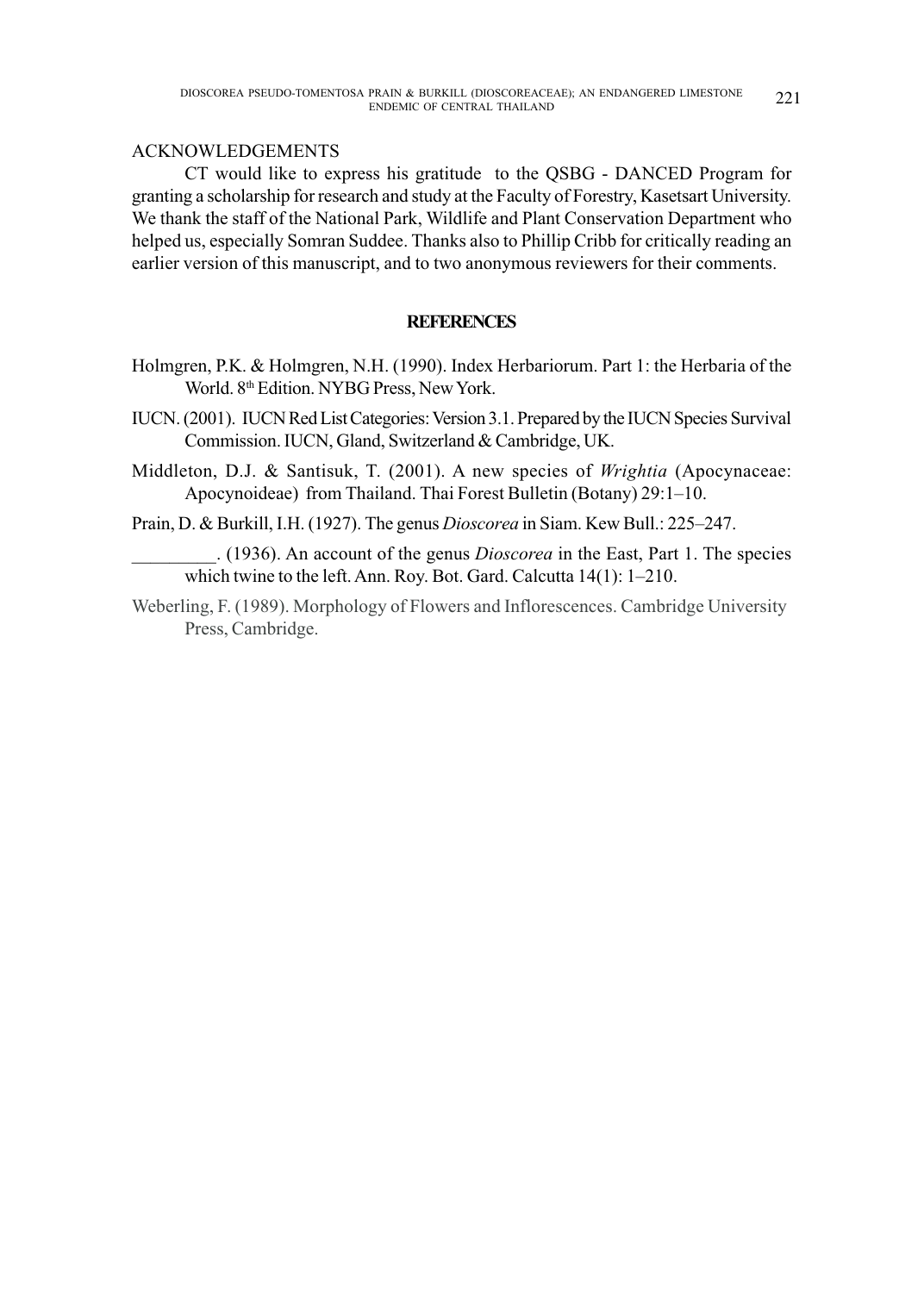## ACKNOWLEDGEMENTS

CT would like to express his gratitude to the QSBG - DANCED Program for granting a scholarship for research and study at the Faculty of Forestry, Kasetsart University. We thank the staff of the National Park, Wildlife and Plant Conservation Department who helped us, especially Somran Suddee. Thanks also to Phillip Cribb for critically reading an earlier version of this manuscript, and to two anonymous reviewers for their comments.

## REFERENCES

Holmgren, P.K. & Holmgren, N.H. (1990). Index Herbariorum. Part 1: the Herbaria of the World. 8th Edition. NYBG Press, New York.

IUCN. (2001). IUCN Red List Categories: Version 3.1. Prepared by the IUCN Species Survival Commission. IUCN, Gland, Switzerland & Cambridge, UK.

Middleton, D.J. & Santisuk, T. (2001). A new species of *Wrightia* (Apocynaceae: Apocynoideae) from Thailand. Thai Forest Bulletin (Botany) 29:1–10.

Prain, D. & Burkill, I.H. (1927). The genus *Dioscorea* in Siam. Kew Bull.: 225–247.

_________. (1936). An account of the genus *Dioscorea* in the East, Part 1. The species which twine to the left. Ann. Roy. Bot. Gard. Calcutta 14(1): 1–210.

Weberling, F. (1989). Morphology of Flowers and Inflorescences. Cambridge University Press, Cambridge.